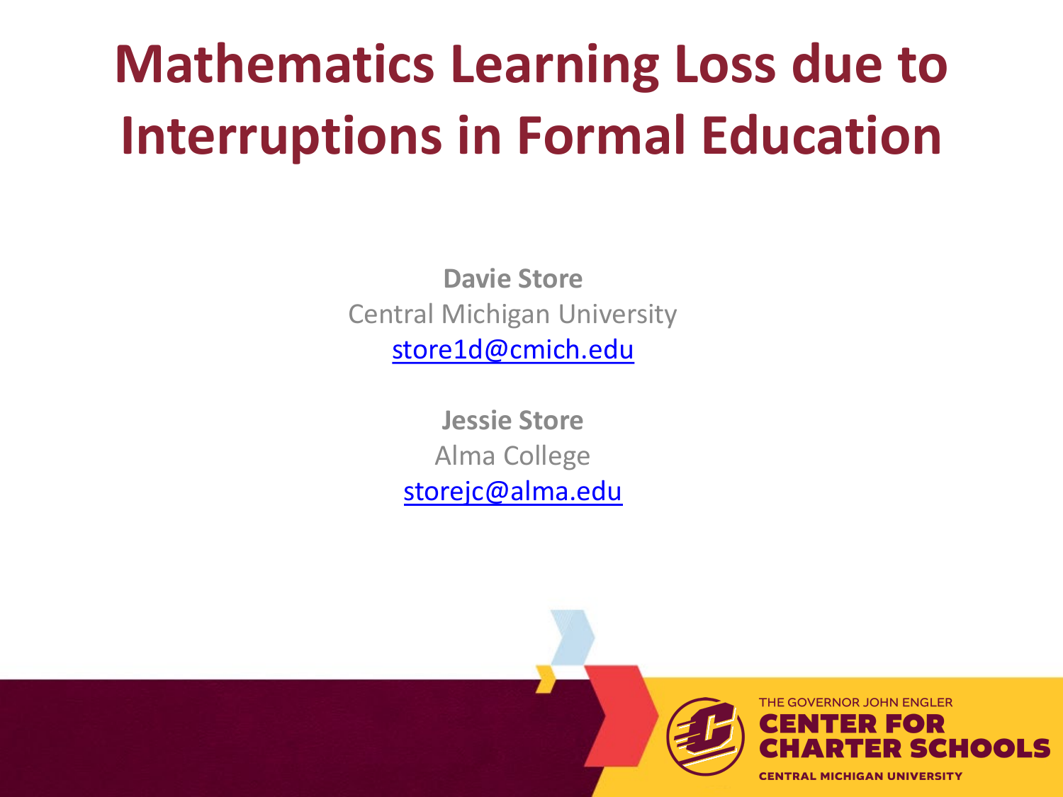# Mathematics Learning Loss due to Interruptions in Formal Education

**Davie Store**
Central Michigan University
store1d@cmich.edu

**Jessie Store**
Alma College
storejc@alma.edu

THE GOVERNOR JOHN ENGLER
CENTER FOR CHARTER SCHOOLS
CENTRAL MICHIGAN UNIVERSITY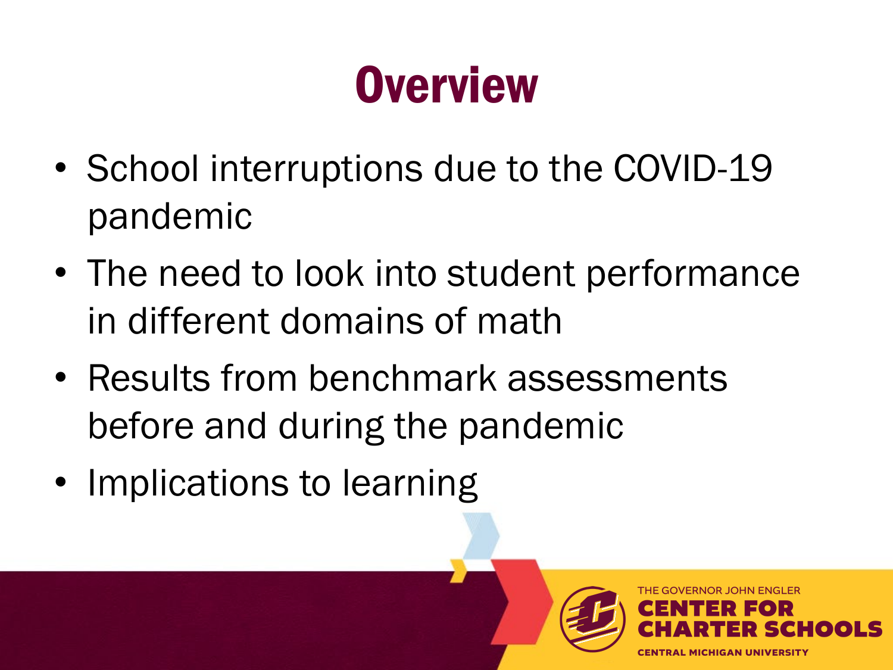# Overview

- School interruptions due to the COVID-19 pandemic
- The need to look into student performance in different domains of math
- Results from benchmark assessments before and during the pandemic
- Implications to learning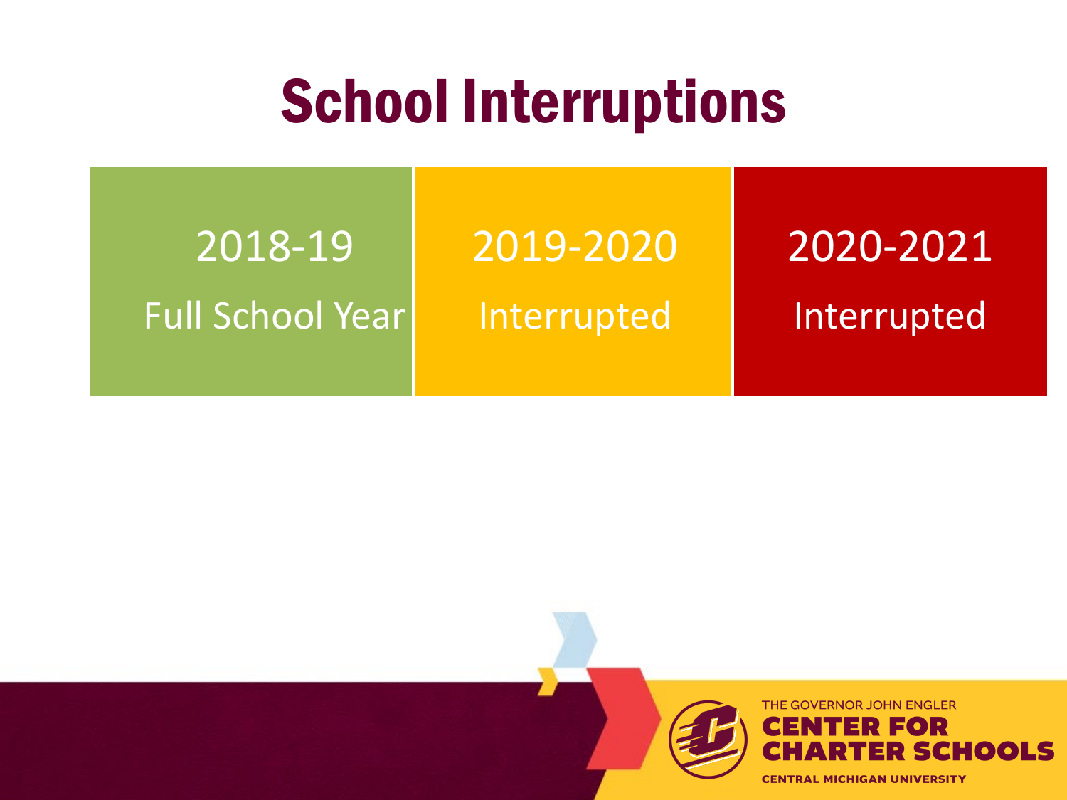# School Interruptions

| 2018-19 | 2019-2020 | 2020-2021 |
| --- | --- | --- |
| Full School Year | Interrupted | Interrupted |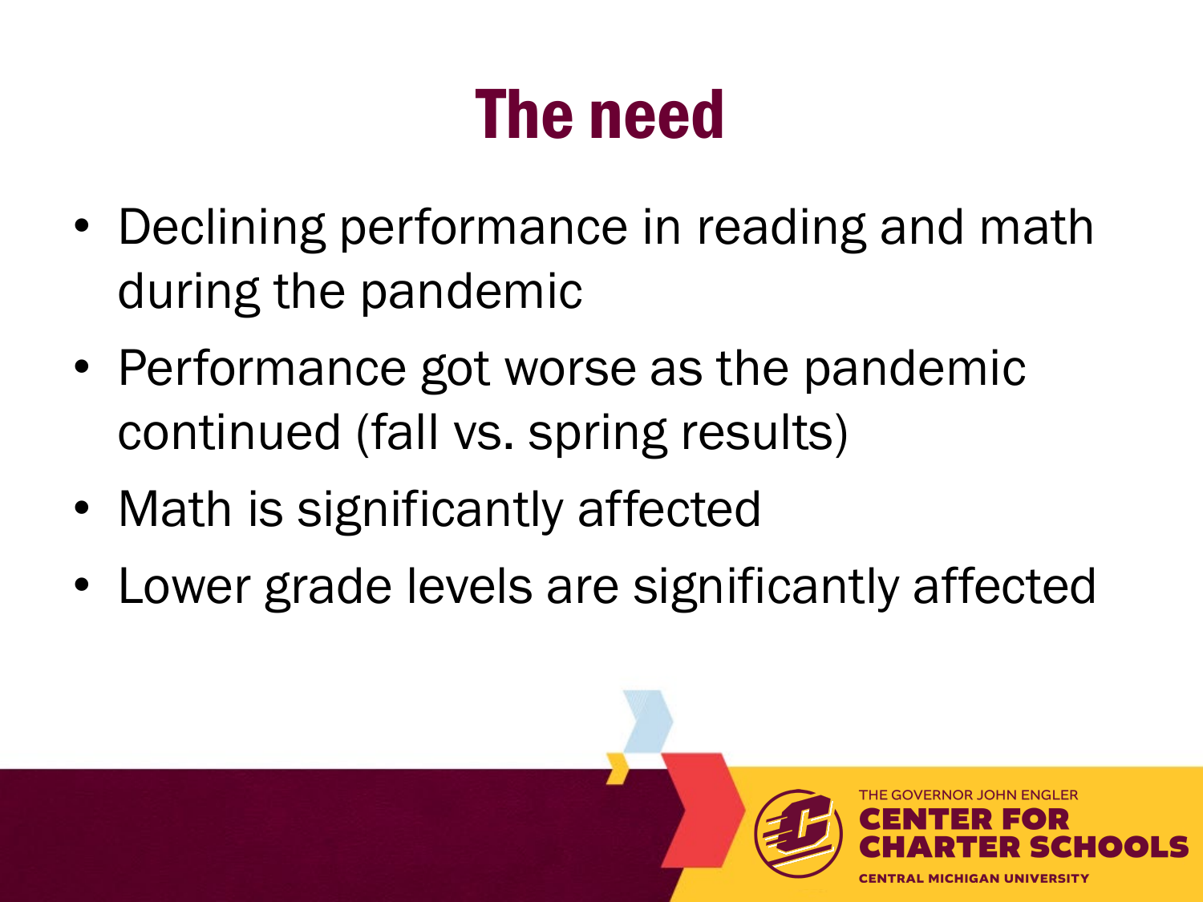# The need

- Declining performance in reading and math during the pandemic
- Performance got worse as the pandemic continued (fall vs. spring results)
- Math is significantly affected
- Lower grade levels are significantly affected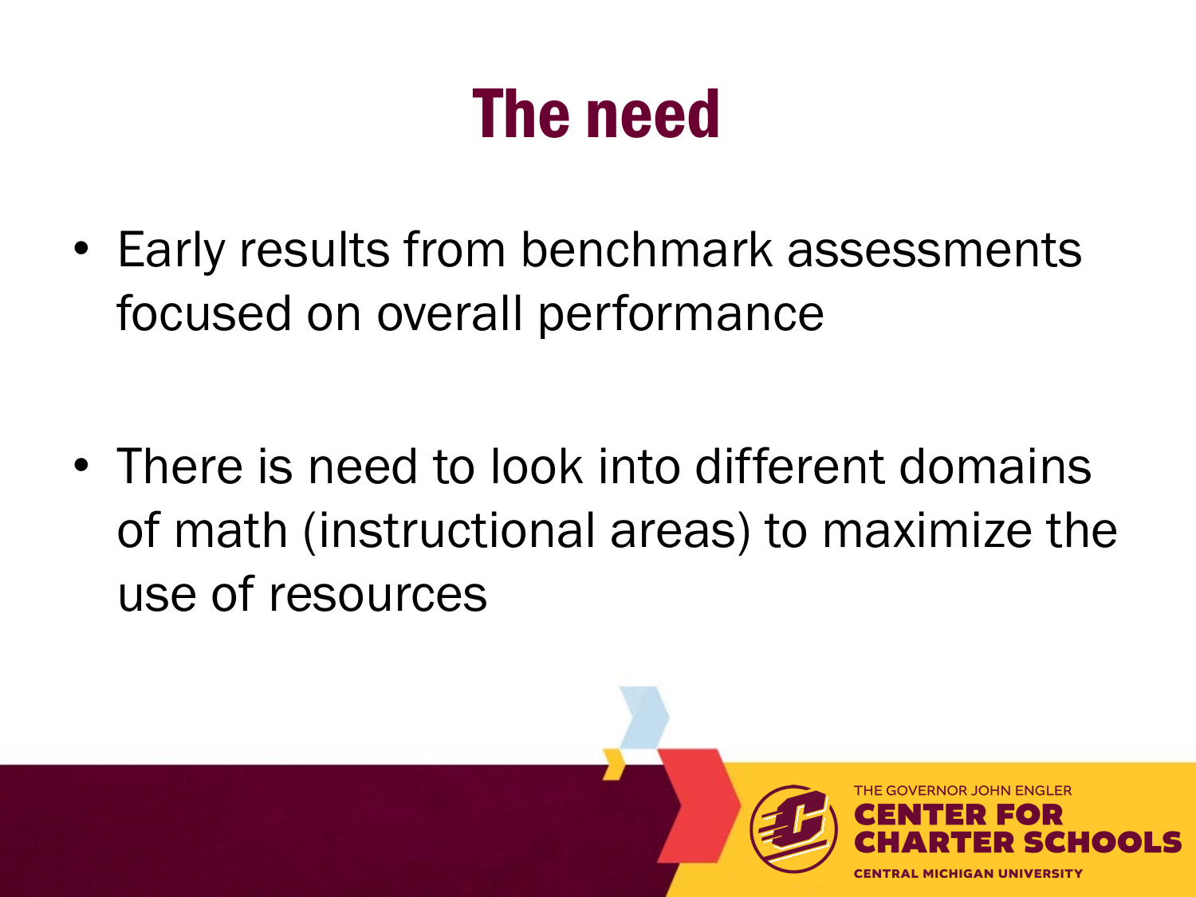# The need

- Early results from benchmark assessments focused on overall performance

- There is need to look into different domains of math (instructional areas) to maximize the use of resources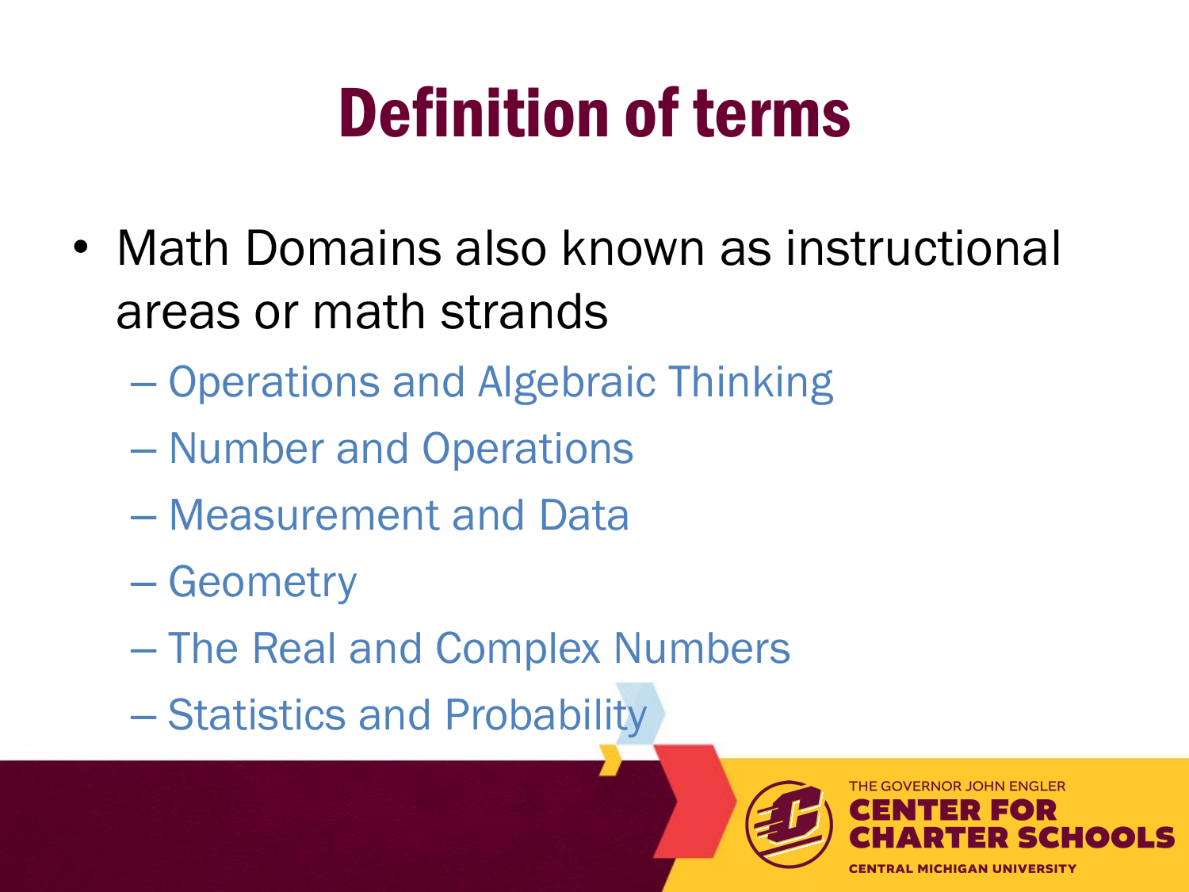# Definition of terms

- Math Domains also known as instructional areas or math strands
  - Operations and Algebraic Thinking
  - Number and Operations
  - Measurement and Data
  - Geometry
  - The Real and Complex Numbers
  - Statistics and Probability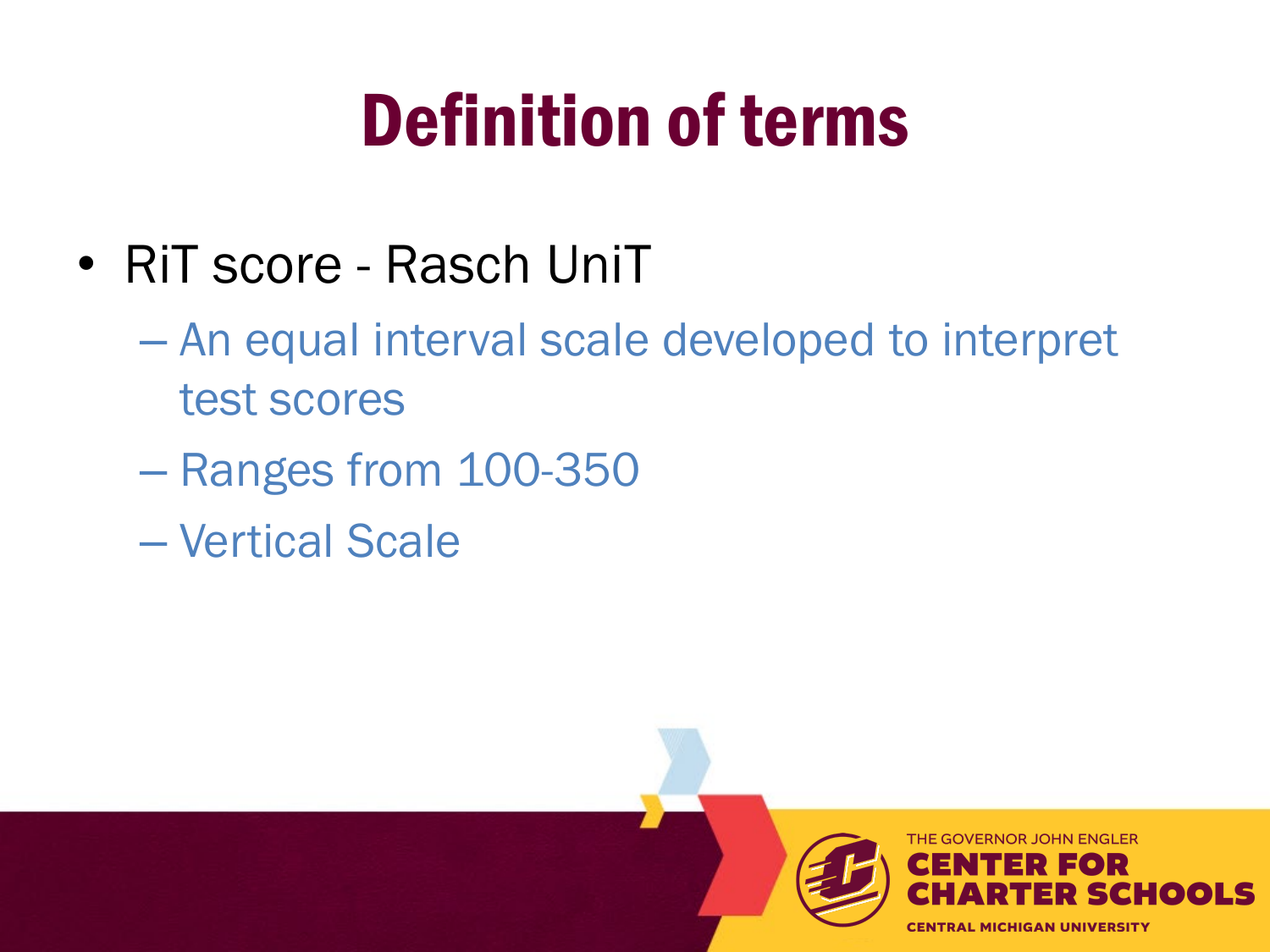# Definition of terms

- RiT score - Rasch UniT
  - An equal interval scale developed to interpret test scores
  - Ranges from 100-350
  - Vertical Scale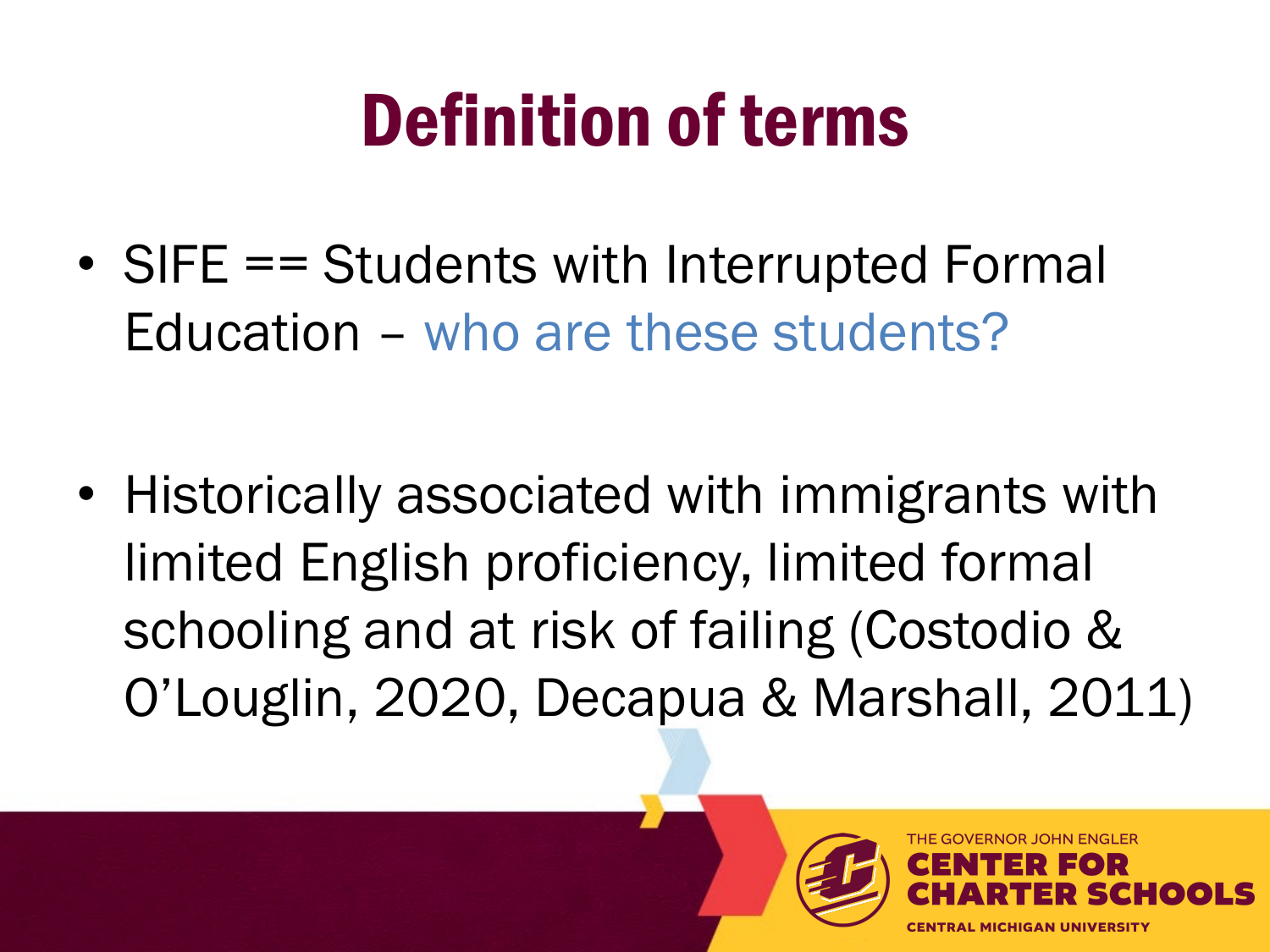# Definition of terms

- SIFE == Students with Interrupted Formal Education – who are these students?

- Historically associated with immigrants with limited English proficiency, limited formal schooling and at risk of failing (Costodio & O'Louglin, 2020, Decapua & Marshall, 2011)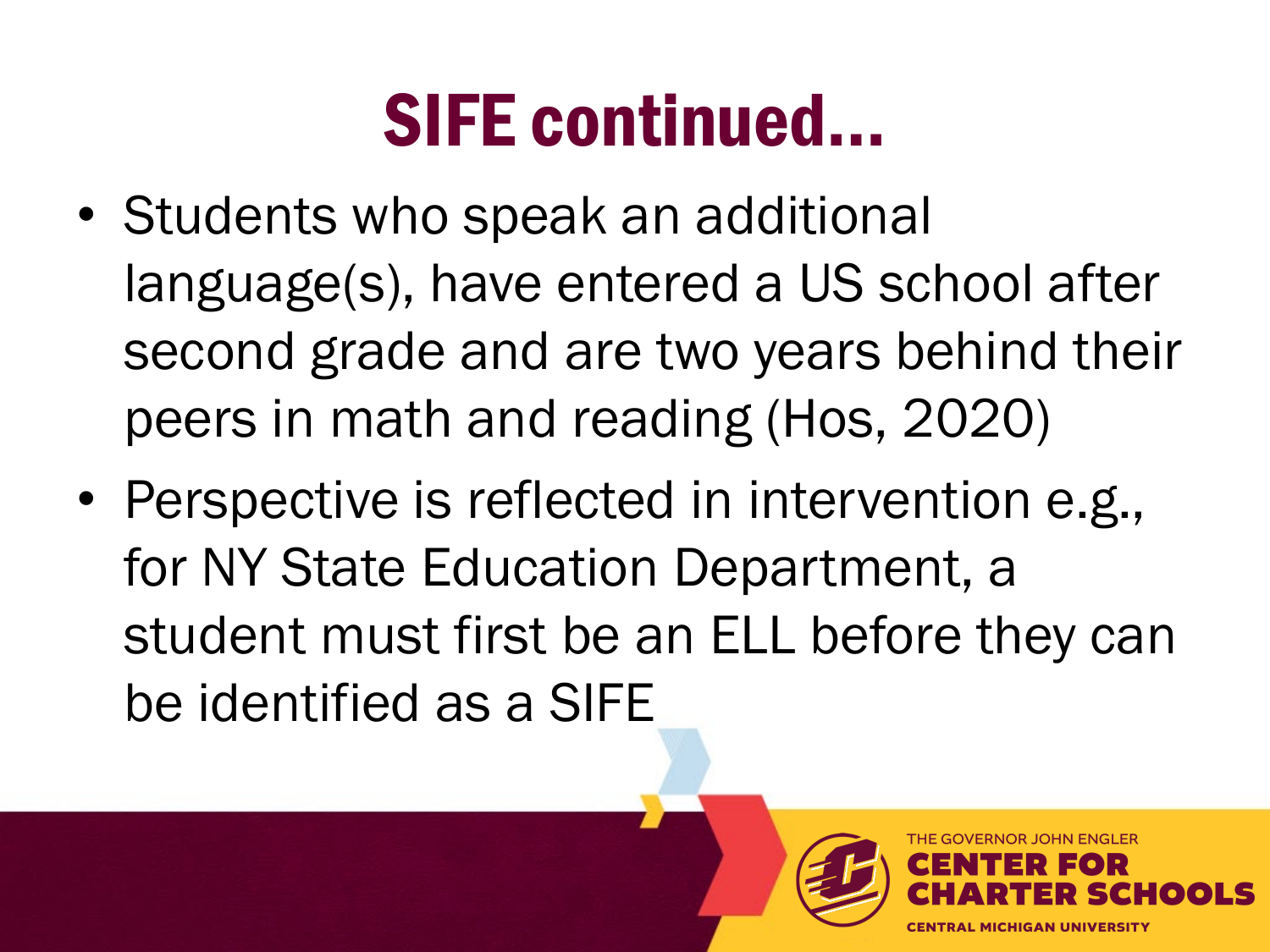# SIFE continued…

- Students who speak an additional language(s), have entered a US school after second grade and are two years behind their peers in math and reading (Hos, 2020)
- Perspective is reflected in intervention e.g., for NY State Education Department, a student must first be an ELL before they can be identified as a SIFE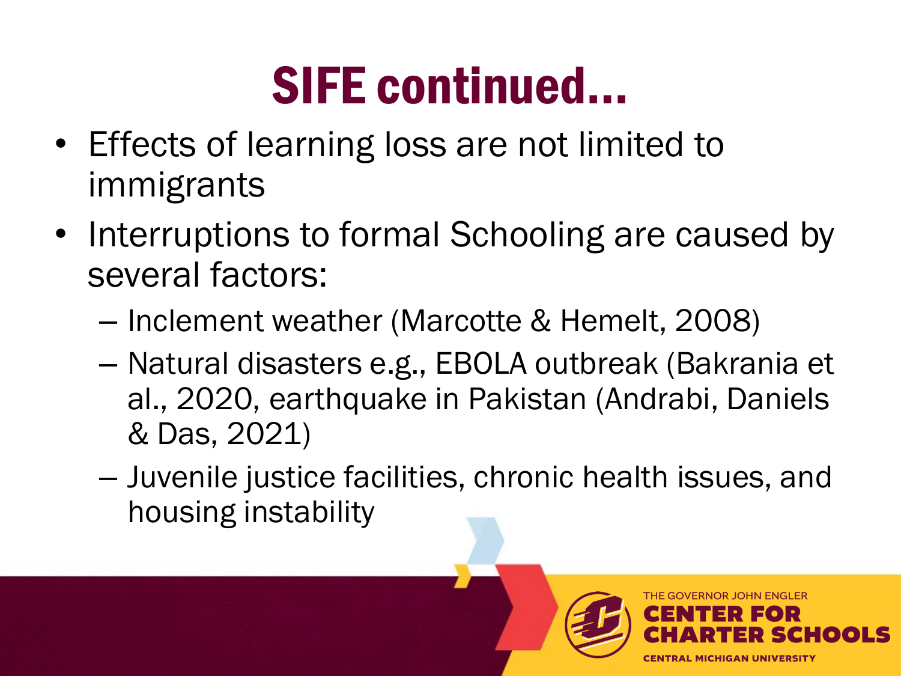# SIFE continued...

- Effects of learning loss are not limited to immigrants
- Interruptions to formal Schooling are caused by several factors:
  - Inclement weather (Marcotte & Hemelt, 2008)
  - Natural disasters e.g., EBOLA outbreak (Bakrania et al., 2020, earthquake in Pakistan (Andrabi, Daniels & Das, 2021)
  - Juvenile justice facilities, chronic health issues, and housing instability

THE GOVERNOR JOHN ENGLER CENTER FOR CHARTER SCHOOLS
CENTRAL MICHIGAN UNIVERSITY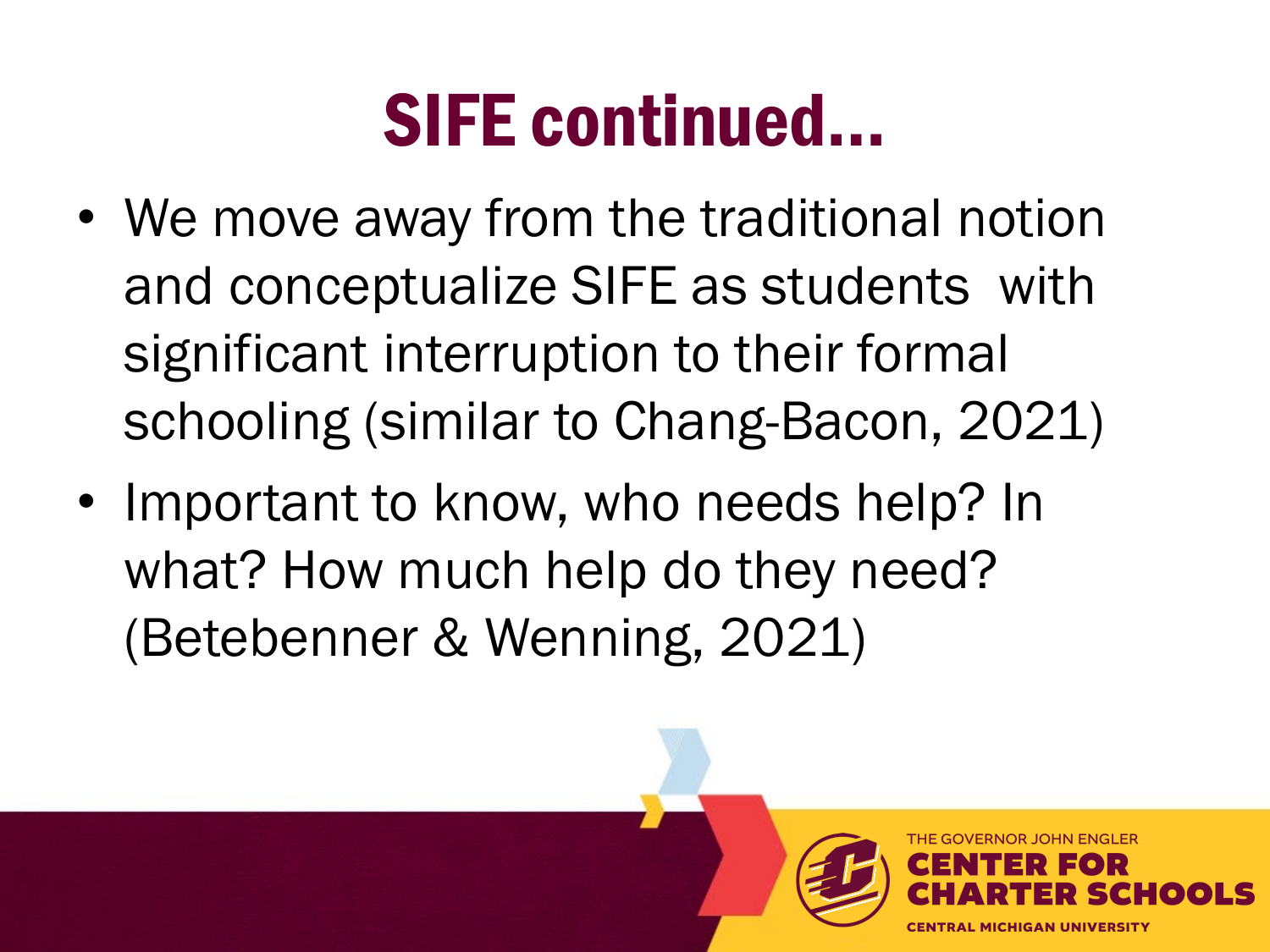# SIFE continued…

- We move away from the traditional notion and conceptualize SIFE as students  with significant interruption to their formal schooling (similar to Chang-Bacon, 2021)
- Important to know, who needs help? In what? How much help do they need? (Betebenner & Wenning, 2021)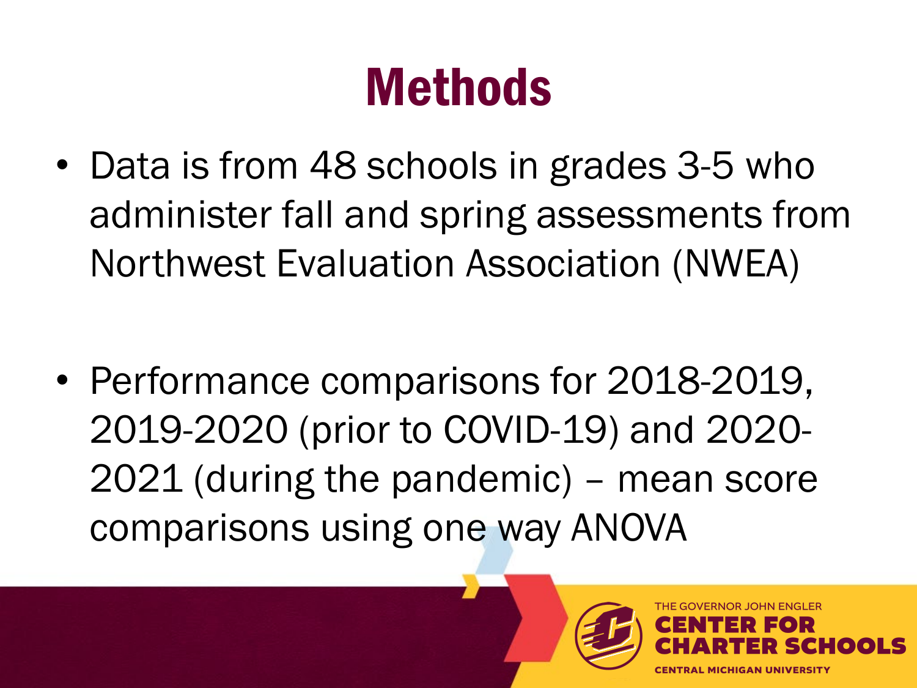# Methods

- Data is from 48 schools in grades 3-5 who administer fall and spring assessments from Northwest Evaluation Association (NWEA)

- Performance comparisons for 2018-2019, 2019-2020 (prior to COVID-19) and 2020-2021 (during the pandemic) – mean score comparisons using one way ANOVA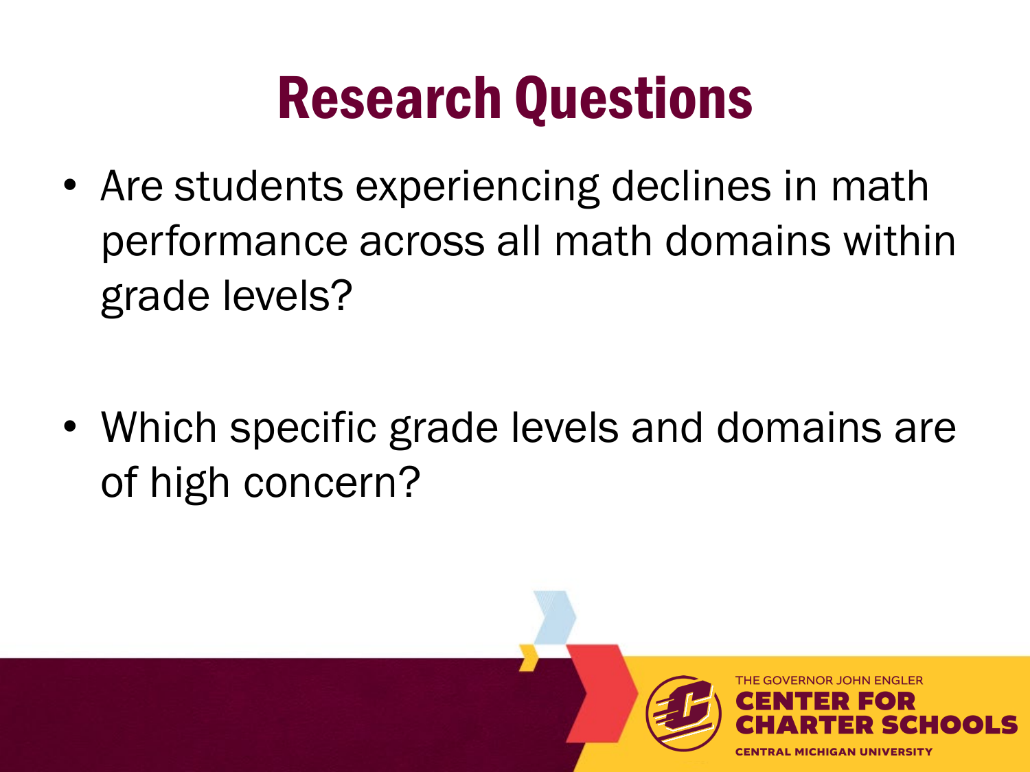# Research Questions

- Are students experiencing declines in math performance across all math domains within grade levels?
- Which specific grade levels and domains are of high concern?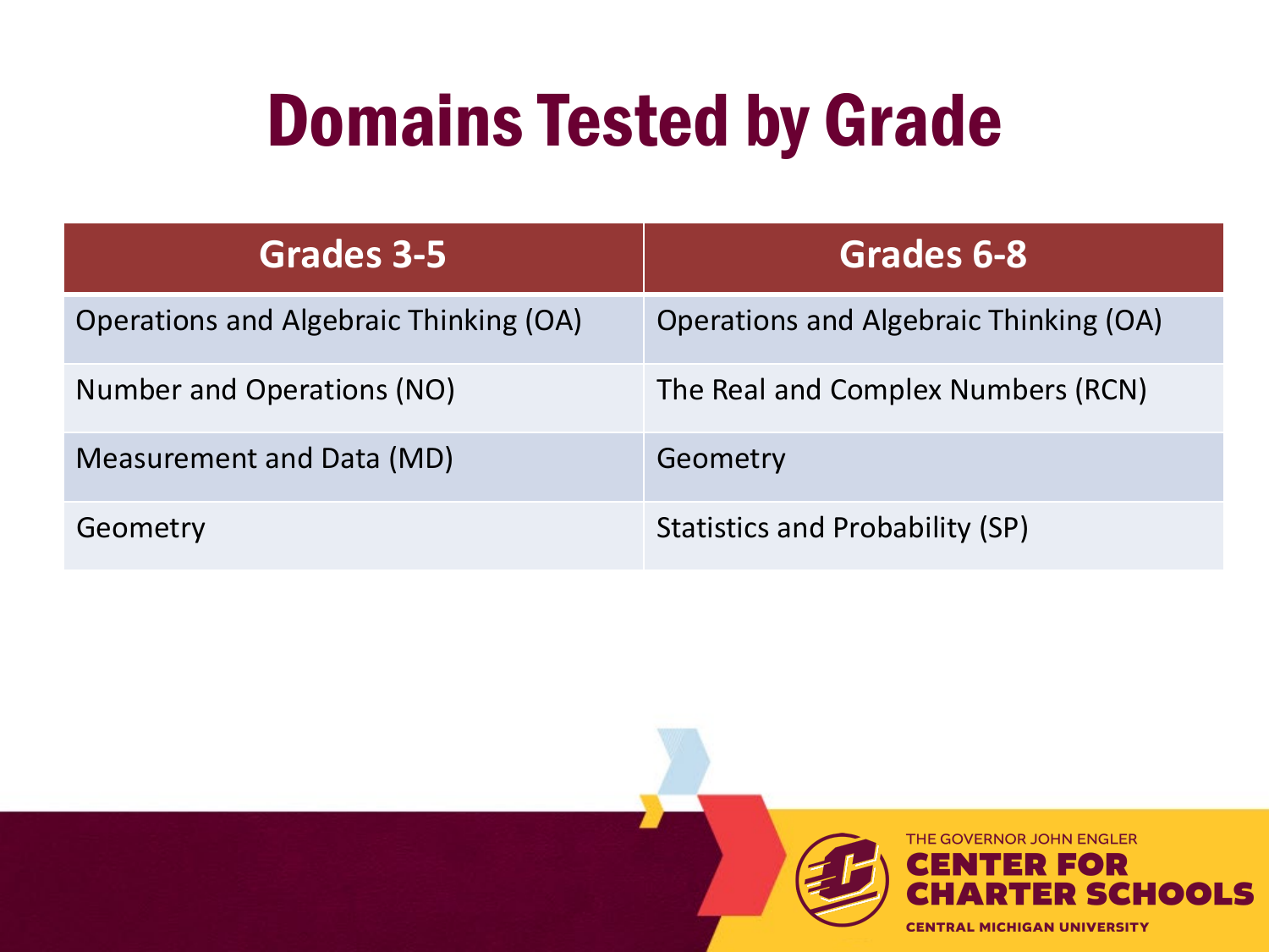# Domains Tested by Grade

| Grades 3-5 | Grades 6-8 |
| --- | --- |
| Operations and Algebraic Thinking (OA) | Operations and Algebraic Thinking (OA) |
| Number and Operations (NO) | The Real and Complex Numbers (RCN) |
| Measurement and Data (MD) | Geometry |
| Geometry | Statistics and Probability (SP) |

THE GOVERNOR JOHN ENGLER
CENTER FOR CHARTER SCHOOLS
CENTRAL MICHIGAN UNIVERSITY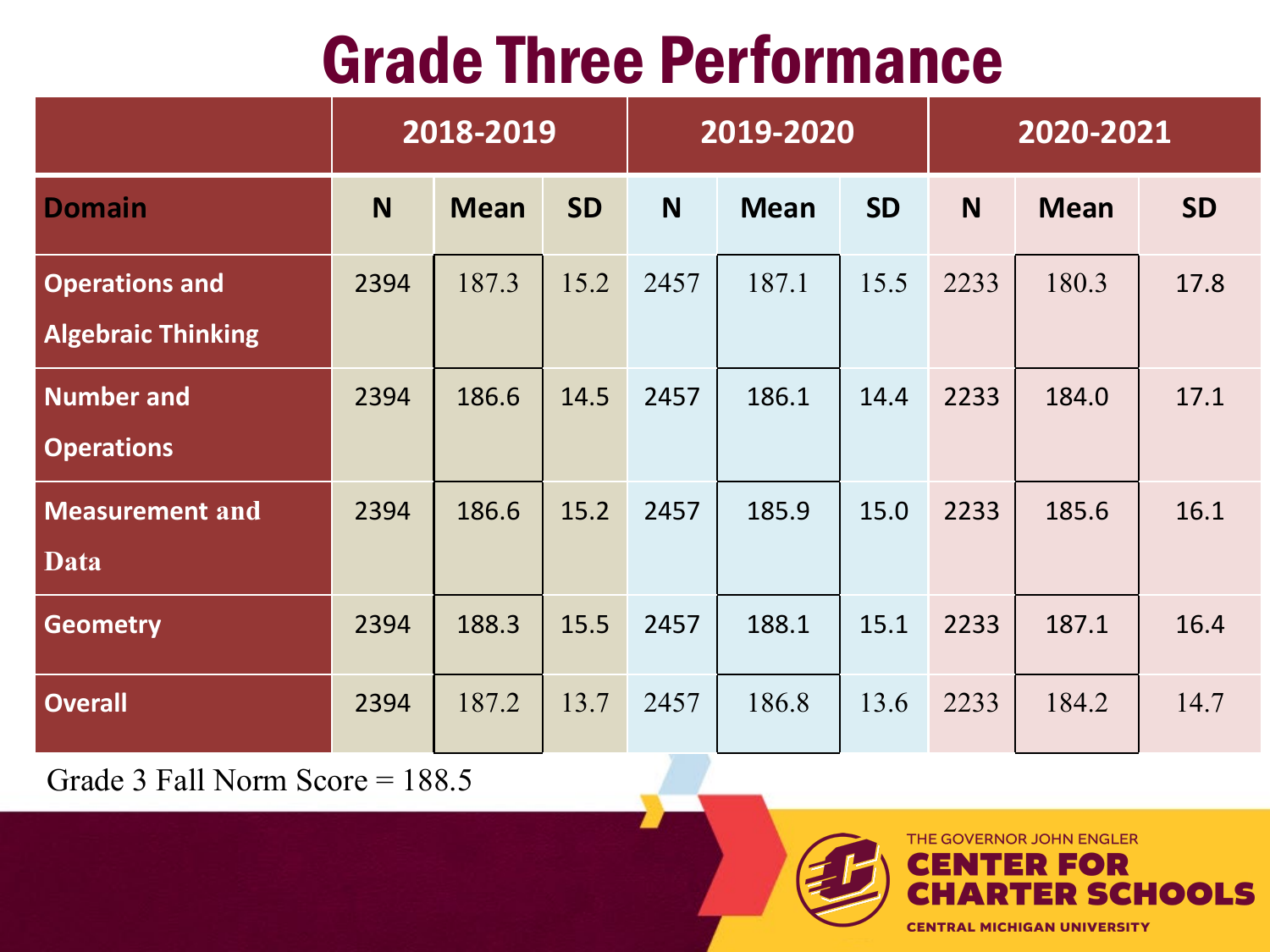# Grade Three Performance

| | 2018-2019 | | | 2019-2020 | | | 2020-2021 | | |
|---|---|---|---|---|---|---|---|---|---|
| **Domain** | **N** | **Mean** | **SD** | **N** | **Mean** | **SD** | **N** | **Mean** | **SD** |
| **Operations and Algebraic Thinking** | 2394 | 187.3 | 15.2 | 2457 | 187.1 | 15.5 | 2233 | 180.3 | 17.8 |
| **Number and Operations** | 2394 | 186.6 | 14.5 | 2457 | 186.1 | 14.4 | 2233 | 184.0 | 17.1 |
| **Measurement and Data** | 2394 | 186.6 | 15.2 | 2457 | 185.9 | 15.0 | 2233 | 185.6 | 16.1 |
| **Geometry** | 2394 | 188.3 | 15.5 | 2457 | 188.1 | 15.1 | 2233 | 187.1 | 16.4 |
| **Overall** | 2394 | 187.2 | 13.7 | 2457 | 186.8 | 13.6 | 2233 | 184.2 | 14.7 |

Grade 3 Fall Norm Score = 188.5

THE GOVERNOR JOHN ENGLER CENTER FOR CHARTER SCHOOLS
CENTRAL MICHIGAN UNIVERSITY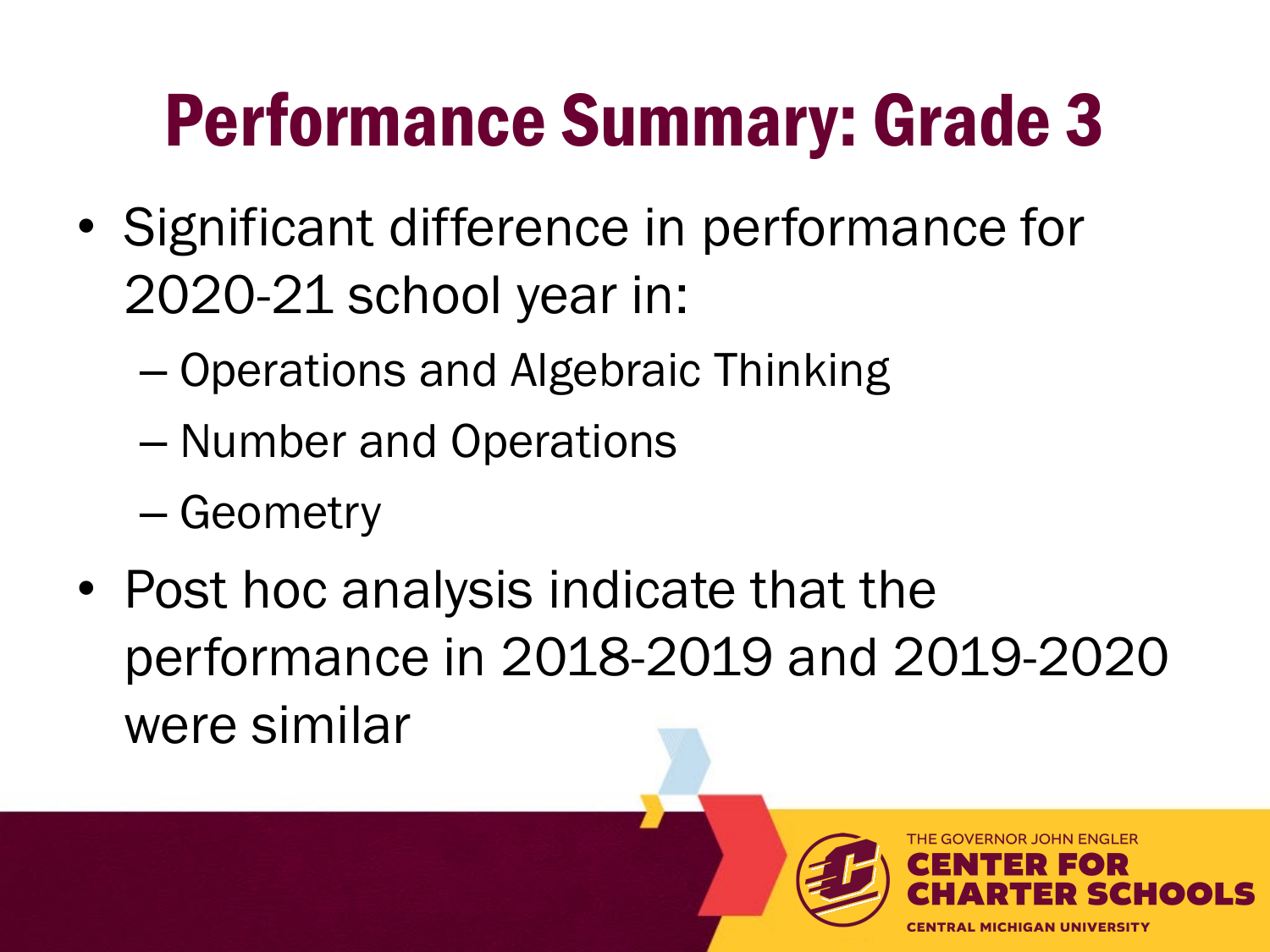# Performance Summary: Grade 3

- Significant difference in performance for 2020-21 school year in:
  - Operations and Algebraic Thinking
  - Number and Operations
  - Geometry
- Post hoc analysis indicate that the performance in 2018-2019 and 2019-2020 were similar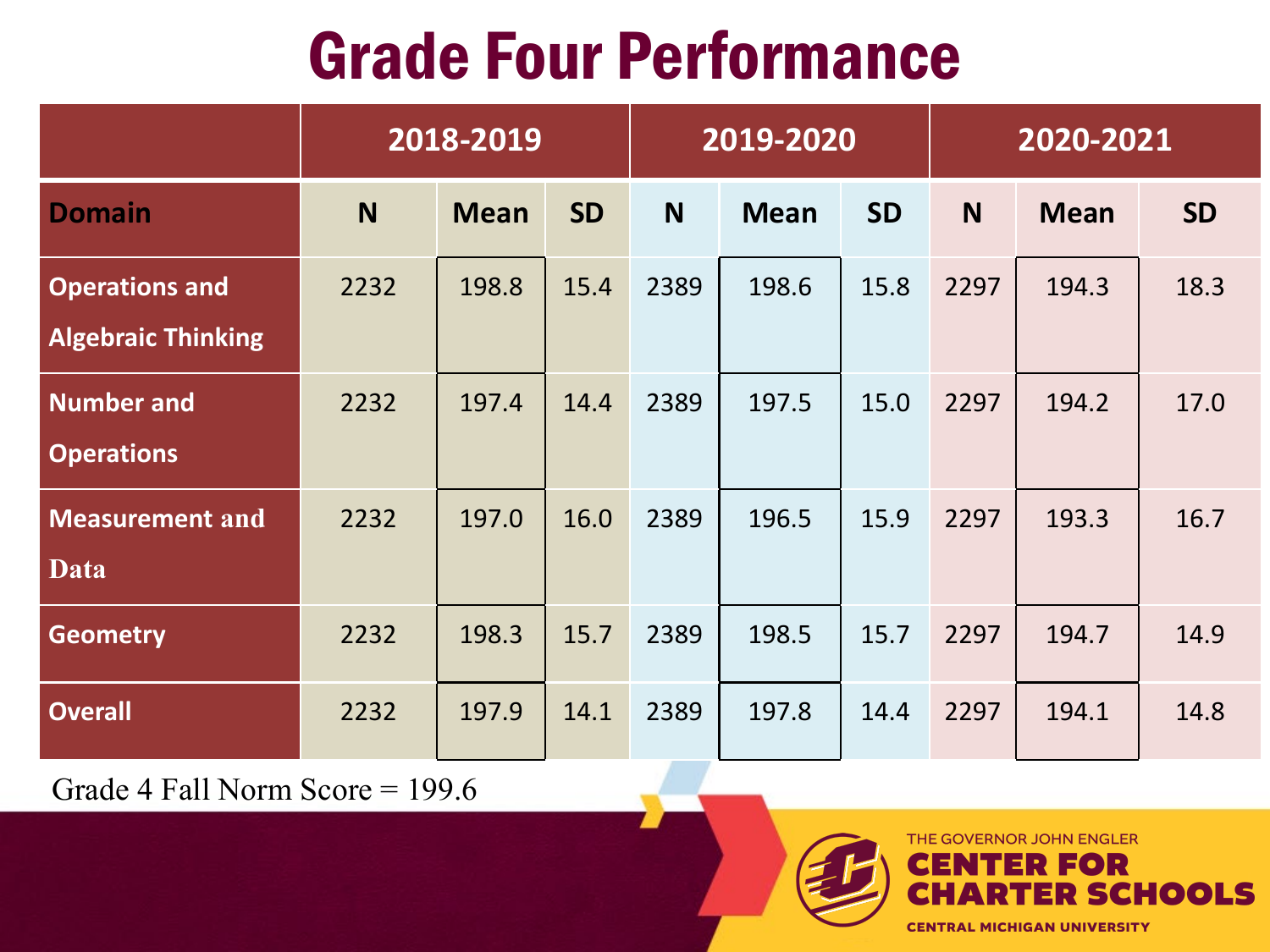# Grade Four Performance

| | 2018-2019 | | | 2019-2020 | | | 2020-2021 | | |
|---|---|---|---|---|---|---|---|---|---|
| **Domain** | **N** | **Mean** | **SD** | **N** | **Mean** | **SD** | **N** | **Mean** | **SD** |
| **Operations and Algebraic Thinking** | 2232 | 198.8 | 15.4 | 2389 | 198.6 | 15.8 | 2297 | 194.3 | 18.3 |
| **Number and Operations** | 2232 | 197.4 | 14.4 | 2389 | 197.5 | 15.0 | 2297 | 194.2 | 17.0 |
| **Measurement and Data** | 2232 | 197.0 | 16.0 | 2389 | 196.5 | 15.9 | 2297 | 193.3 | 16.7 |
| **Geometry** | 2232 | 198.3 | 15.7 | 2389 | 198.5 | 15.7 | 2297 | 194.7 | 14.9 |
| **Overall** | 2232 | 197.9 | 14.1 | 2389 | 197.8 | 14.4 | 2297 | 194.1 | 14.8 |

Grade 4 Fall Norm Score = 199.6

THE GOVERNOR JOHN ENGLER CENTER FOR CHARTER SCHOOLS
CENTRAL MICHIGAN UNIVERSITY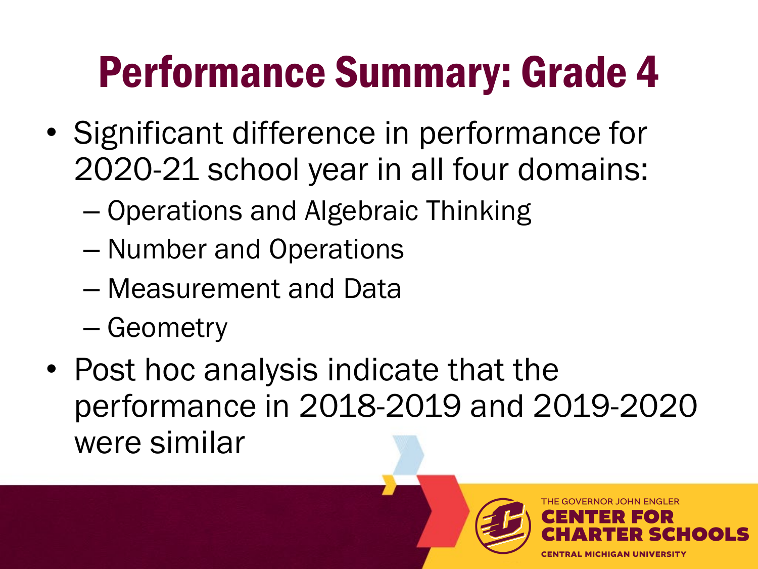# Performance Summary: Grade 4

- Significant difference in performance for 2020-21 school year in all four domains:
  - Operations and Algebraic Thinking
  - Number and Operations
  - Measurement and Data
  - Geometry
- Post hoc analysis indicate that the performance in 2018-2019 and 2019-2020 were similar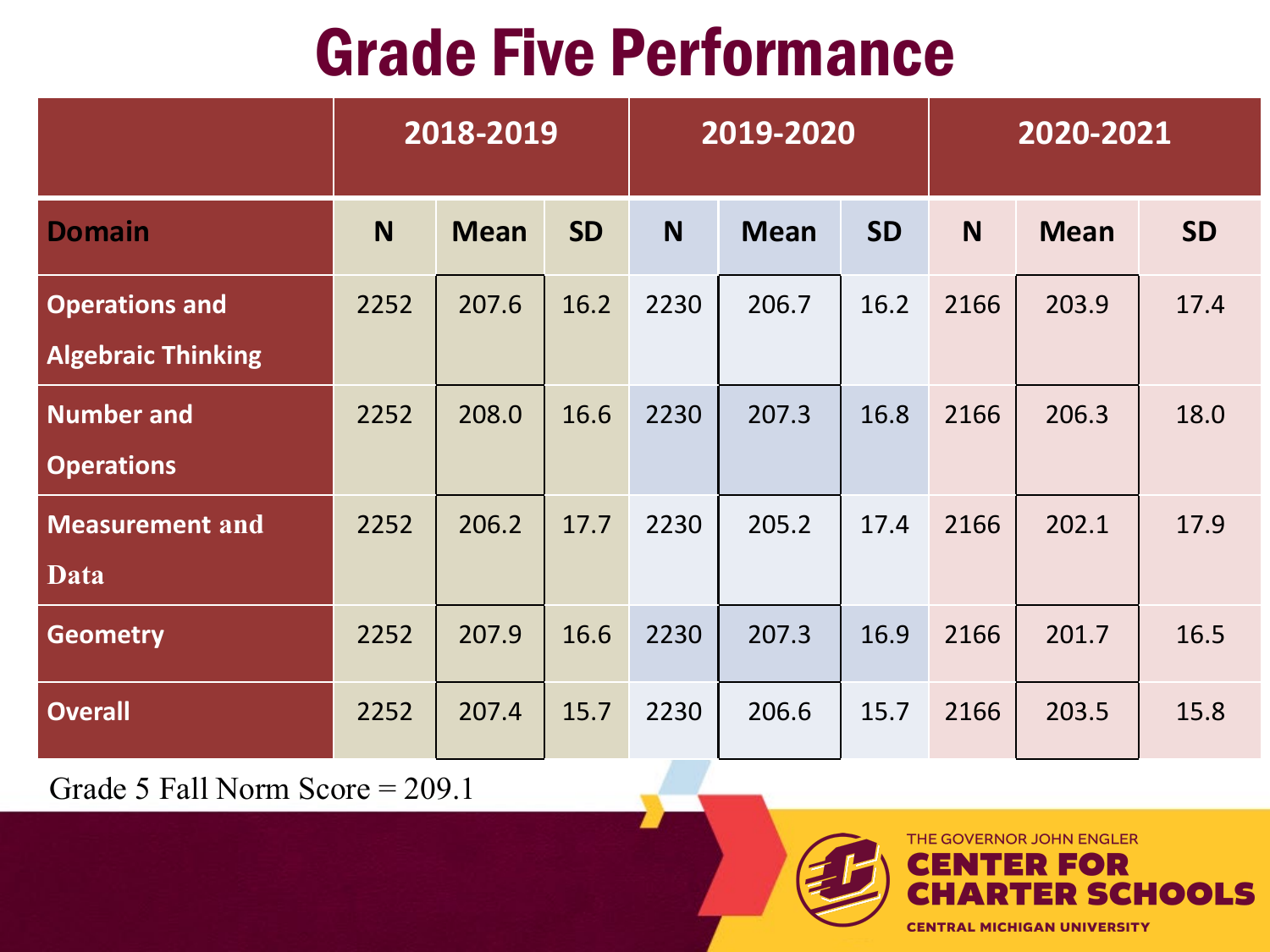# Grade Five Performance

| | 2018-2019 | | | 2019-2020 | | | 2020-2021 | | |
|---|---|---|---|---|---|---|---|---|---|
| **Domain** | **N** | **Mean** | **SD** | **N** | **Mean** | **SD** | **N** | **Mean** | **SD** |
| **Operations and Algebraic Thinking** | 2252 | 207.6 | 16.2 | 2230 | 206.7 | 16.2 | 2166 | 203.9 | 17.4 |
| **Number and Operations** | 2252 | 208.0 | 16.6 | 2230 | 207.3 | 16.8 | 2166 | 206.3 | 18.0 |
| **Measurement and Data** | 2252 | 206.2 | 17.7 | 2230 | 205.2 | 17.4 | 2166 | 202.1 | 17.9 |
| **Geometry** | 2252 | 207.9 | 16.6 | 2230 | 207.3 | 16.9 | 2166 | 201.7 | 16.5 |
| **Overall** | 2252 | 207.4 | 15.7 | 2230 | 206.6 | 15.7 | 2166 | 203.5 | 15.8 |

Grade 5 Fall Norm Score = 209.1

THE GOVERNOR JOHN ENGLER CENTER FOR CHARTER SCHOOLS CENTRAL MICHIGAN UNIVERSITY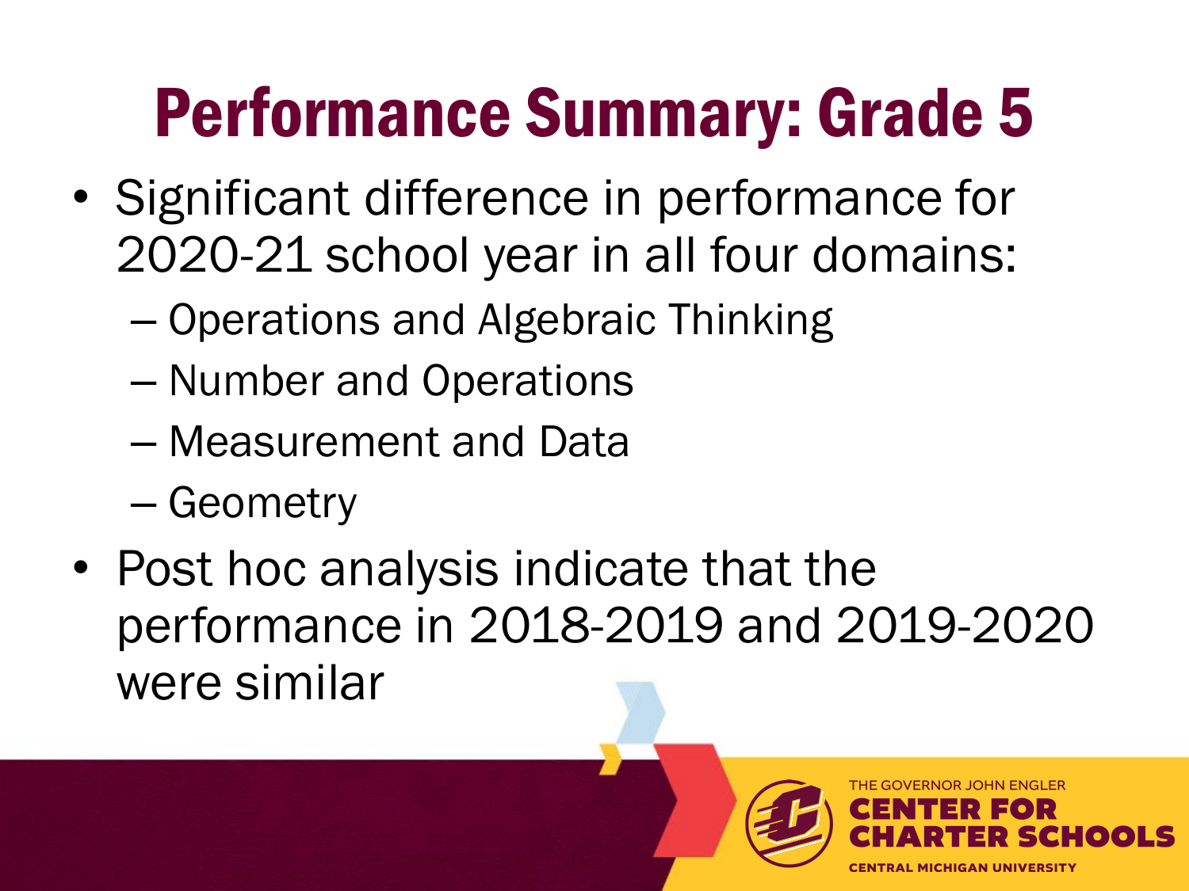# Performance Summary: Grade 5

- Significant difference in performance for 2020-21 school year in all four domains:
  - Operations and Algebraic Thinking
  - Number and Operations
  - Measurement and Data
  - Geometry
- Post hoc analysis indicate that the performance in 2018-2019 and 2019-2020 were similar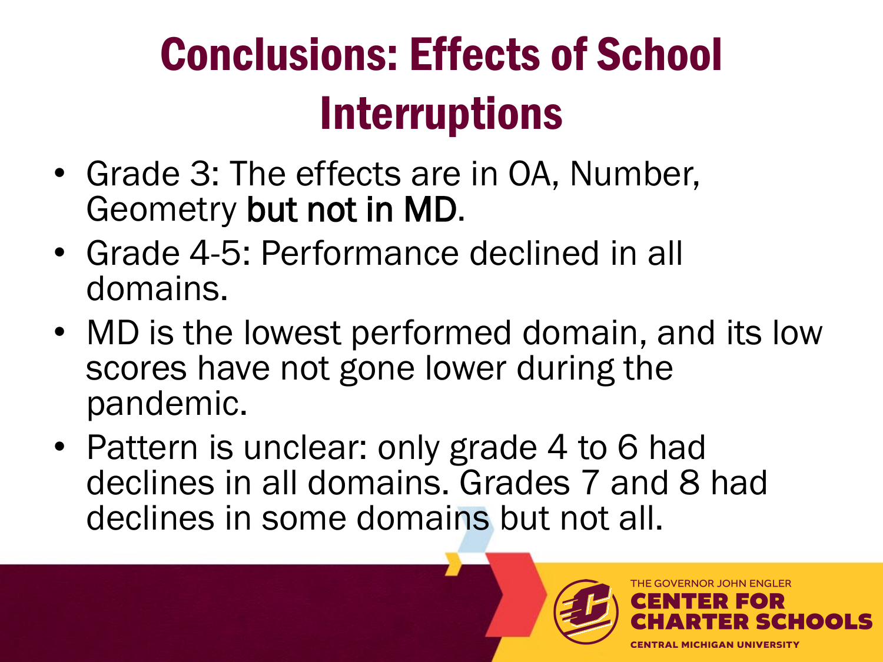# Conclusions: Effects of School Interruptions

- Grade 3: The effects are in OA, Number, Geometry **but not in MD**.
- Grade 4-5: Performance declined in all domains.
- MD is the lowest performed domain, and its low scores have not gone lower during the pandemic.
- Pattern is unclear: only grade 4 to 6 had declines in all domains. Grades 7 and 8 had declines in some domains but not all.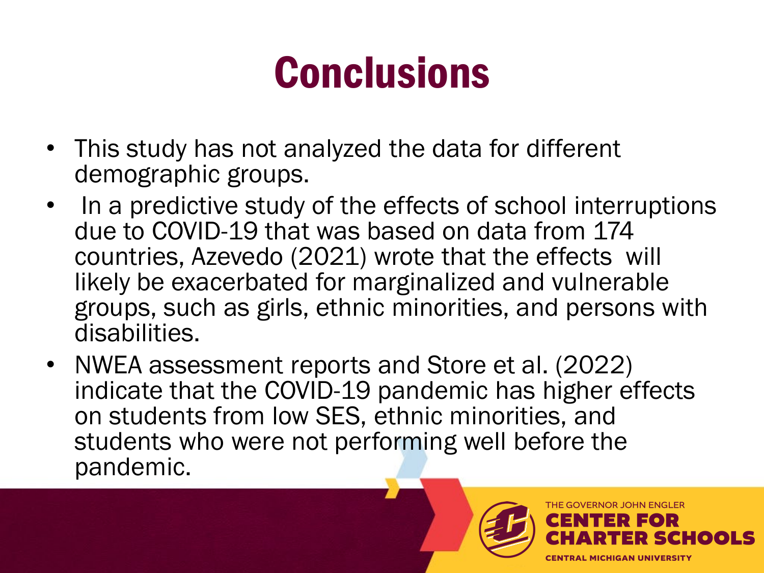# Conclusions

- This study has not analyzed the data for different demographic groups.
- In a predictive study of the effects of school interruptions due to COVID-19 that was based on data from 174 countries, Azevedo (2021) wrote that the effects will likely be exacerbated for marginalized and vulnerable groups, such as girls, ethnic minorities, and persons with disabilities.
- NWEA assessment reports and Store et al. (2022) indicate that the COVID-19 pandemic has higher effects on students from low SES, ethnic minorities, and students who were not performing well before the pandemic.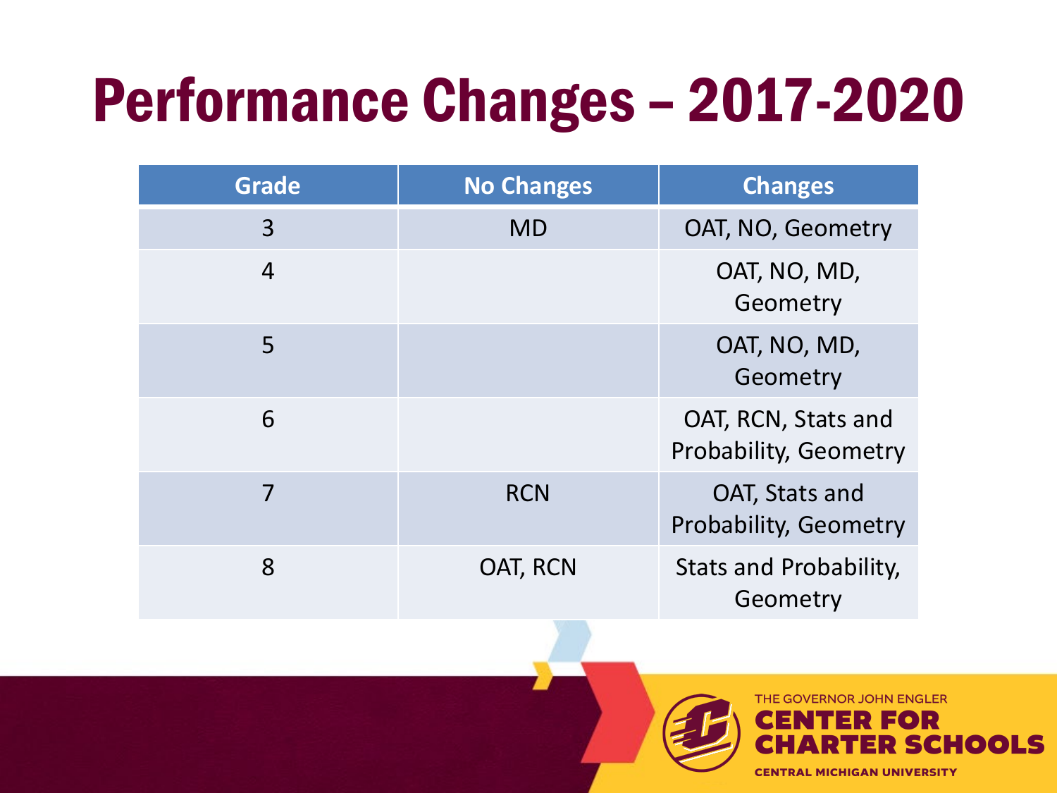# Performance Changes – 2017-2020

| Grade | No Changes | Changes |
|---|---|---|
| 3 | MD | OAT, NO, Geometry |
| 4 | | OAT, NO, MD, Geometry |
| 5 | | OAT, NO, MD, Geometry |
| 6 | | OAT, RCN, Stats and Probability, Geometry |
| 7 | RCN | OAT, Stats and Probability, Geometry |
| 8 | OAT, RCN | Stats and Probability, Geometry |

THE GOVERNOR JOHN ENGLER CENTER FOR CHARTER SCHOOLS
CENTRAL MICHIGAN UNIVERSITY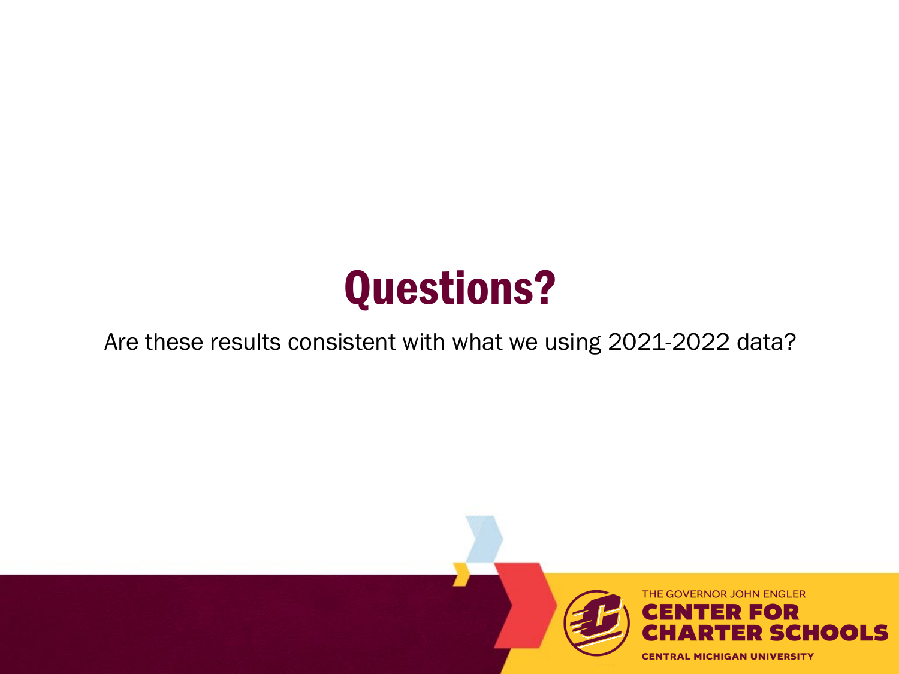# Questions?

Are these results consistent with what we using 2021-2022 data?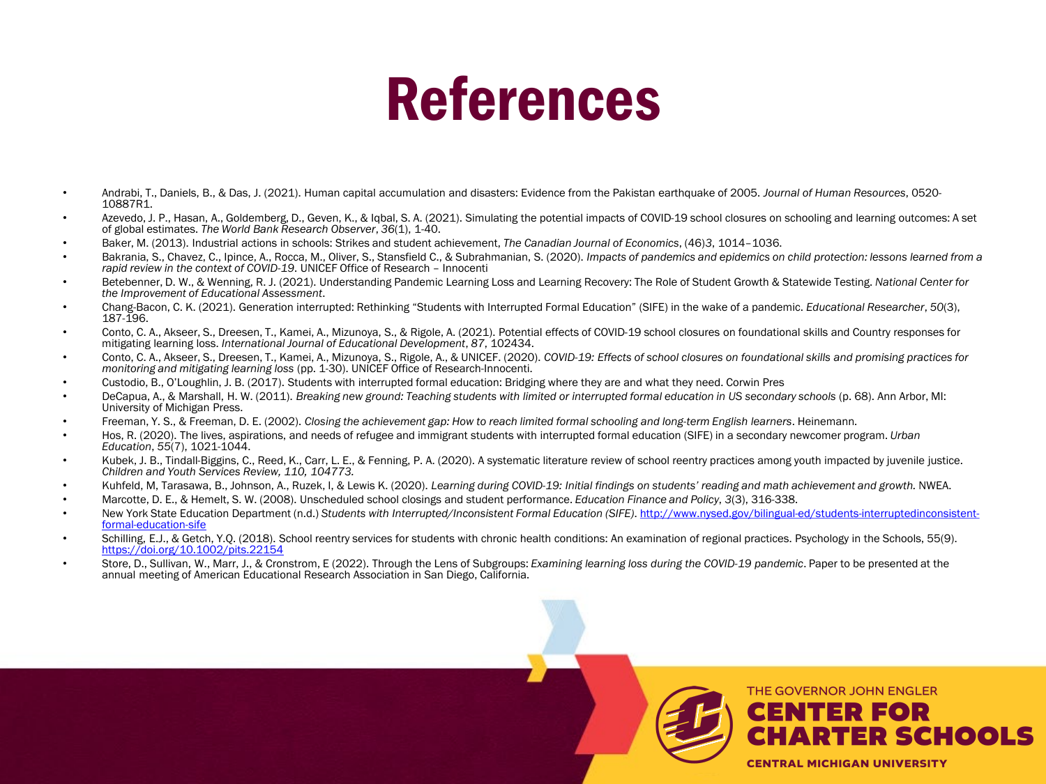# References

- Andrabi, T., Daniels, B., & Das, J. (2021). Human capital accumulation and disasters: Evidence from the Pakistan earthquake of 2005. *Journal of Human Resources*, 0520-10887R1.
- Azevedo, J. P., Hasan, A., Goldemberg, D., Geven, K., & Iqbal, S. A. (2021). Simulating the potential impacts of COVID-19 school closures on schooling and learning outcomes: A set of global estimates. *The World Bank Research Observer*, *36*(1), 1-40.
- Baker, M. (2013). Industrial actions in schools: Strikes and student achievement, *The Canadian Journal of Economics*, (46)*3*, 1014–1036.
- Bakrania, S., Chavez, C., Ipince, A., Rocca, M., Oliver, S., Stansfield C., & Subrahmanian, S. (2020). *Impacts of pandemics and epidemics on child protection: lessons learned from a rapid review in the context of COVID-19.* UNICEF Office of Research – Innocenti
- Betebenner, D. W., & Wenning, R. J. (2021). Understanding Pandemic Learning Loss and Learning Recovery: The Role of Student Growth & Statewide Testing. *National Center for the Improvement of Educational Assessment*.
- Chang-Bacon, C. K. (2021). Generation interrupted: Rethinking "Students with Interrupted Formal Education" (SIFE) in the wake of a pandemic. *Educational Researcher*, *50*(3), 187-196.
- Conto, C. A., Akseer, S., Dreesen, T., Kamei, A., Mizunoya, S., & Rigole, A. (2021). Potential effects of COVID-19 school closures on foundational skills and Country responses for mitigating learning loss. *International Journal of Educational Development*, *87*, 102434.
- Conto, C. A., Akseer, S., Dreesen, T., Kamei, A., Mizunoya, S., Rigole, A., & UNICEF. (2020). *COVID-19: Effects of school closures on foundational skills and promising practices for monitoring and mitigating learning loss* (pp. 1-30). UNICEF Office of Research-Innocenti.
- Custodio, B., O'Loughlin, J. B. (2017). Students with interrupted formal education: Bridging where they are and what they need. Corwin Pres
- DeCapua, A., & Marshall, H. W. (2011). *Breaking new ground: Teaching students with limited or interrupted formal education in US secondary schools* (p. 68). Ann Arbor, MI: University of Michigan Press.
- Freeman, Y. S., & Freeman, D. E. (2002). *Closing the achievement gap: How to reach limited formal schooling and long-term English learners*. Heinemann.
- Hos, R. (2020). The lives, aspirations, and needs of refugee and immigrant students with interrupted formal education (SIFE) in a secondary newcomer program. *Urban Education*, *55*(7), 1021-1044.
- Kubek, J. B., Tindall-Biggins, C., Reed, K., Carr, L. E., & Fenning, P. A. (2020). A systematic literature review of school reentry practices among youth impacted by juvenile justice. *Children and Youth Services Review, 110, 104773.*
- Kuhfeld, M, Tarasawa, B., Johnson, A., Ruzek, I, & Lewis K. (2020). *Learning during COVID-19: Initial findings on students' reading and math achievement and growth.* NWEA.
- Marcotte, D. E., & Hemelt, S. W. (2008). Unscheduled school closings and student performance. *Education Finance and Policy*, *3*(3), 316-338.
- New York State Education Department (n.d.) *Students with Interrupted/Inconsistent Formal Education (SIFE).* http://www.nysed.gov/bilingual-ed/students-interruptedinconsistent-formal-education-sife
- Schilling, E.J., & Getch, Y.Q. (2018). School reentry services for students with chronic health conditions: An examination of regional practices. Psychology in the Schools, 55(9). https://doi.org/10.1002/pits.22154
- Store, D., Sullivan, W., Marr, J., & Cronstrom, E (2022). Through the Lens of Subgroups: *Examining learning loss during the COVID-19 pandemic*. Paper to be presented at the annual meeting of American Educational Research Association in San Diego, California.

THE GOVERNOR JOHN ENGLER CENTER FOR CHARTER SCHOOLS
CENTRAL MICHIGAN UNIVERSITY